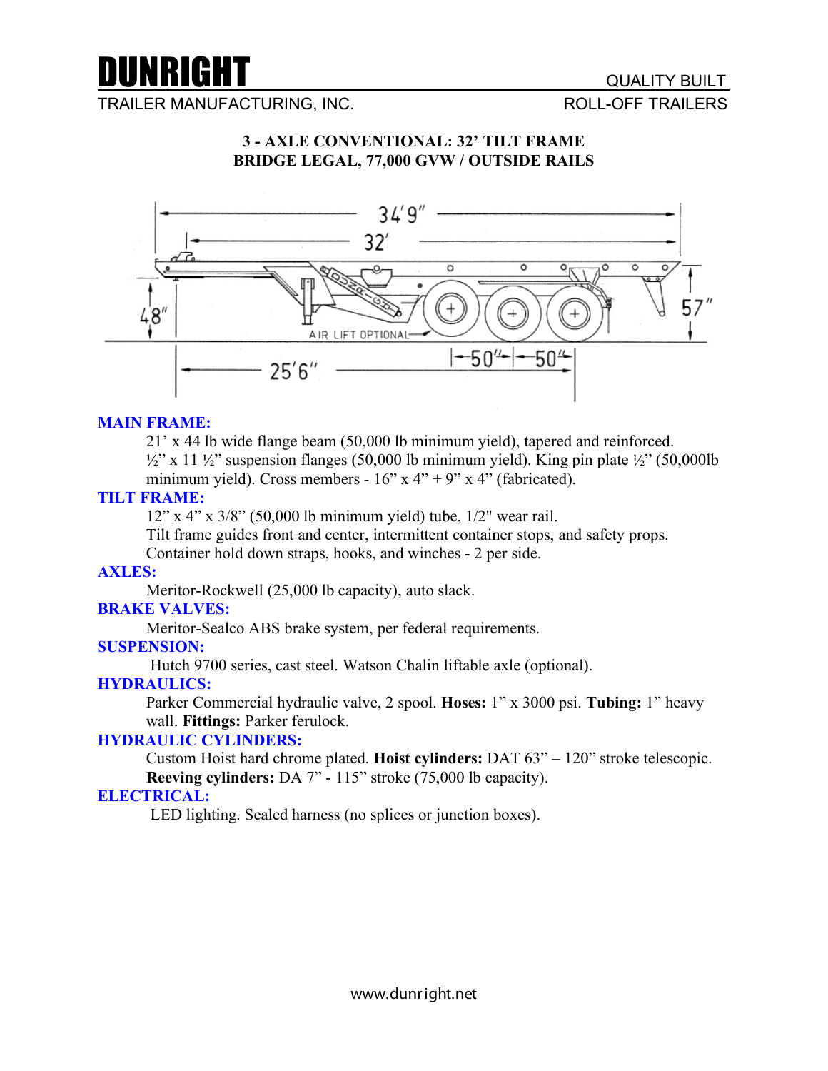# DUNRIGHT

TRAILER MANUFACTURING, INC.

QUALITY BUILT
ROLL-OFF TRAILERS

**3 - AXLE CONVENTIONAL: 32' TILT FRAME**
**BRIDGE LEGAL, 77,000 GVW / OUTSIDE RAILS**

**MAIN FRAME:**

21' x 44 lb wide flange beam (50,000 lb minimum yield), tapered and reinforced.
½" x 11 ½" suspension flanges (50,000 lb minimum yield). King pin plate ½" (50,000lb minimum yield). Cross members - 16" x 4" + 9" x 4" (fabricated).

**TILT FRAME:**

12" x 4" x 3/8" (50,000 lb minimum yield) tube, 1/2" wear rail.
Tilt frame guides front and center, intermittent container stops, and safety props.
Container hold down straps, hooks, and winches - 2 per side.

**AXLES:**

Meritor-Rockwell (25,000 lb capacity), auto slack.

**BRAKE VALVES:**

Meritor-Sealco ABS brake system, per federal requirements.

**SUSPENSION:**

Hutch 9700 series, cast steel. Watson Chalin liftable axle (optional).

**HYDRAULICS:**

Parker Commercial hydraulic valve, 2 spool. **Hoses:** 1" x 3000 psi. **Tubing:** 1" heavy wall. **Fittings:** Parker ferulock.

**HYDRAULIC CYLINDERS:**

Custom Hoist hard chrome plated. **Hoist cylinders:** DAT 63" – 120" stroke telescopic.
**Reeving cylinders:** DA 7" - 115" stroke (75,000 lb capacity).

**ELECTRICAL:**

LED lighting. Sealed harness (no splices or junction boxes).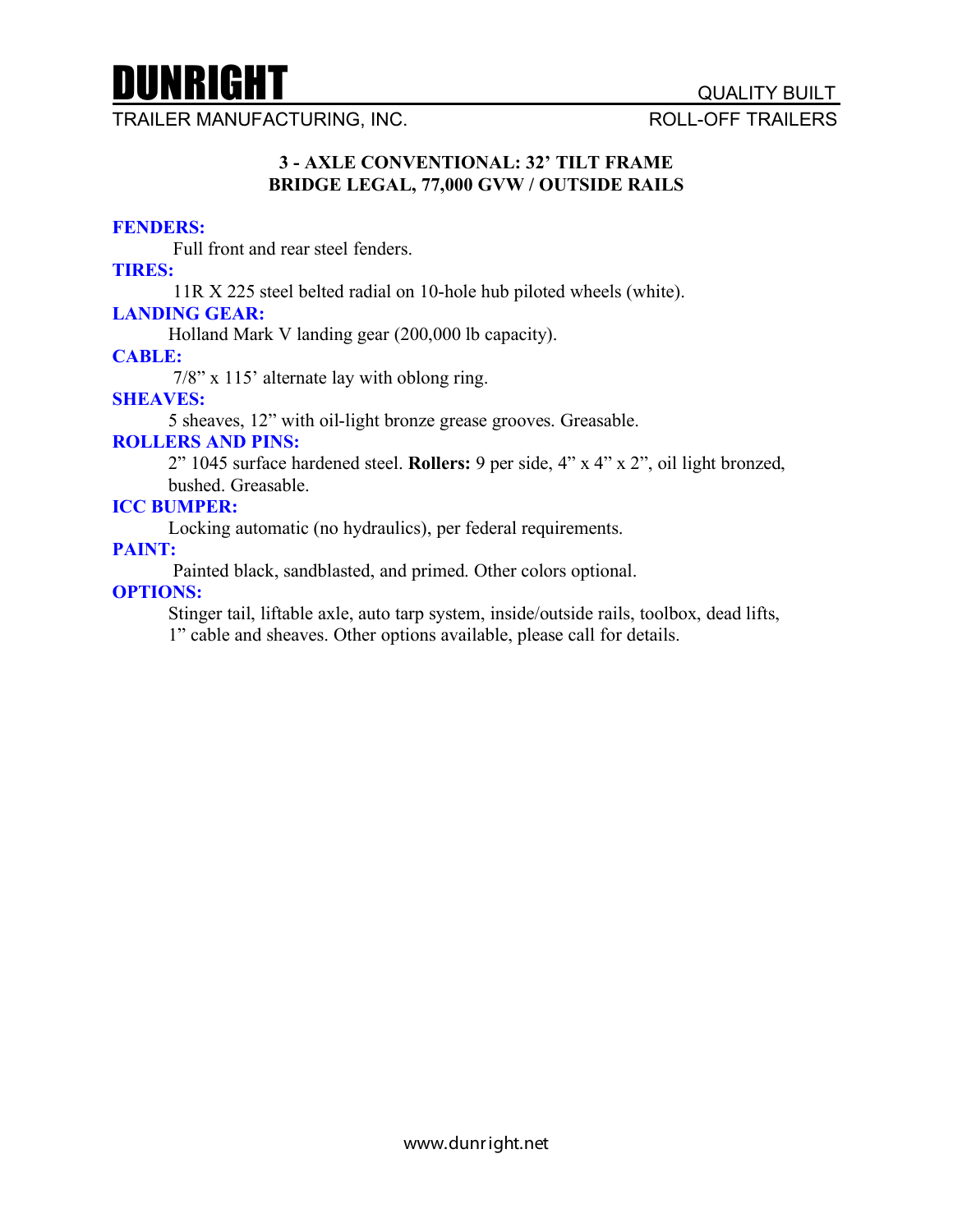# DUNRIGHT

TRAILER MANUFACTURING, INC.

QUALITY BUILT
ROLL-OFF TRAILERS

## 3 - AXLE CONVENTIONAL: 32' TILT FRAME
## BRIDGE LEGAL, 77,000 GVW / OUTSIDE RAILS

**FENDERS:**

Full front and rear steel fenders.

**TIRES:**

11R X 225 steel belted radial on 10-hole hub piloted wheels (white).

**LANDING GEAR:**

Holland Mark V landing gear (200,000 lb capacity).

**CABLE:**

7/8" x 115' alternate lay with oblong ring.

**SHEAVES:**

5 sheaves, 12" with oil-light bronze grease grooves. Greasable.

**ROLLERS AND PINS:**

2" 1045 surface hardened steel. **Rollers:** 9 per side, 4" x 4" x 2", oil light bronzed, bushed. Greasable.

**ICC BUMPER:**

Locking automatic (no hydraulics), per federal requirements.

**PAINT:**

Painted black, sandblasted, and primed. Other colors optional.

**OPTIONS:**

Stinger tail, liftable axle, auto tarp system, inside/outside rails, toolbox, dead lifts, 1" cable and sheaves. Other options available, please call for details.

www.dunright.net